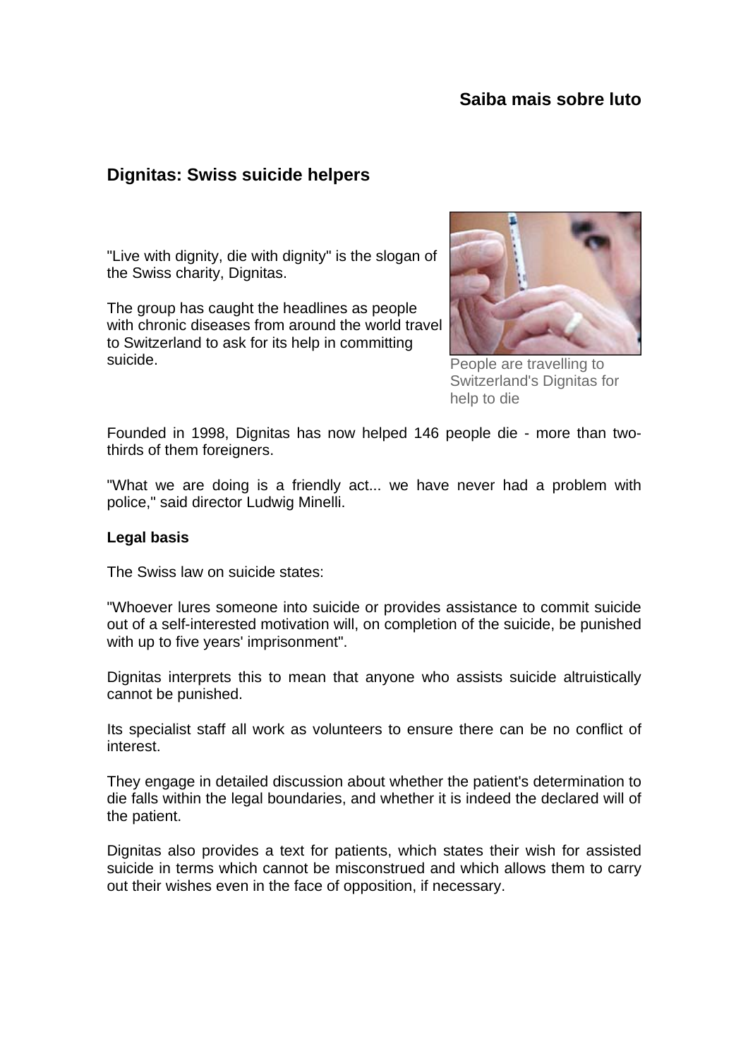**Saiba mais sobre luto**

## Dignitas: Swiss suicide helpers

"Live with dignity, die with dignity" is the slogan of the Swiss charity, Dignitas.

The group has caught the headlines as people with chronic diseases from around the world travel to Switzerland to ask for its help in committing suicide.

People are travelling to Switzerland's Dignitas for help to die

Founded in 1998, Dignitas has now helped 146 people die - more than two-thirds of them foreigners.

"What we are doing is a friendly act... we have never had a problem with police," said director Ludwig Minelli.

**Legal basis**

The Swiss law on suicide states:

"Whoever lures someone into suicide or provides assistance to commit suicide out of a self-interested motivation will, on completion of the suicide, be punished with up to five years' imprisonment".

Dignitas interprets this to mean that anyone who assists suicide altruistically cannot be punished.

Its specialist staff all work as volunteers to ensure there can be no conflict of interest.

They engage in detailed discussion about whether the patient's determination to die falls within the legal boundaries, and whether it is indeed the declared will of the patient.

Dignitas also provides a text for patients, which states their wish for assisted suicide in terms which cannot be misconstrued and which allows them to carry out their wishes even in the face of opposition, if necessary.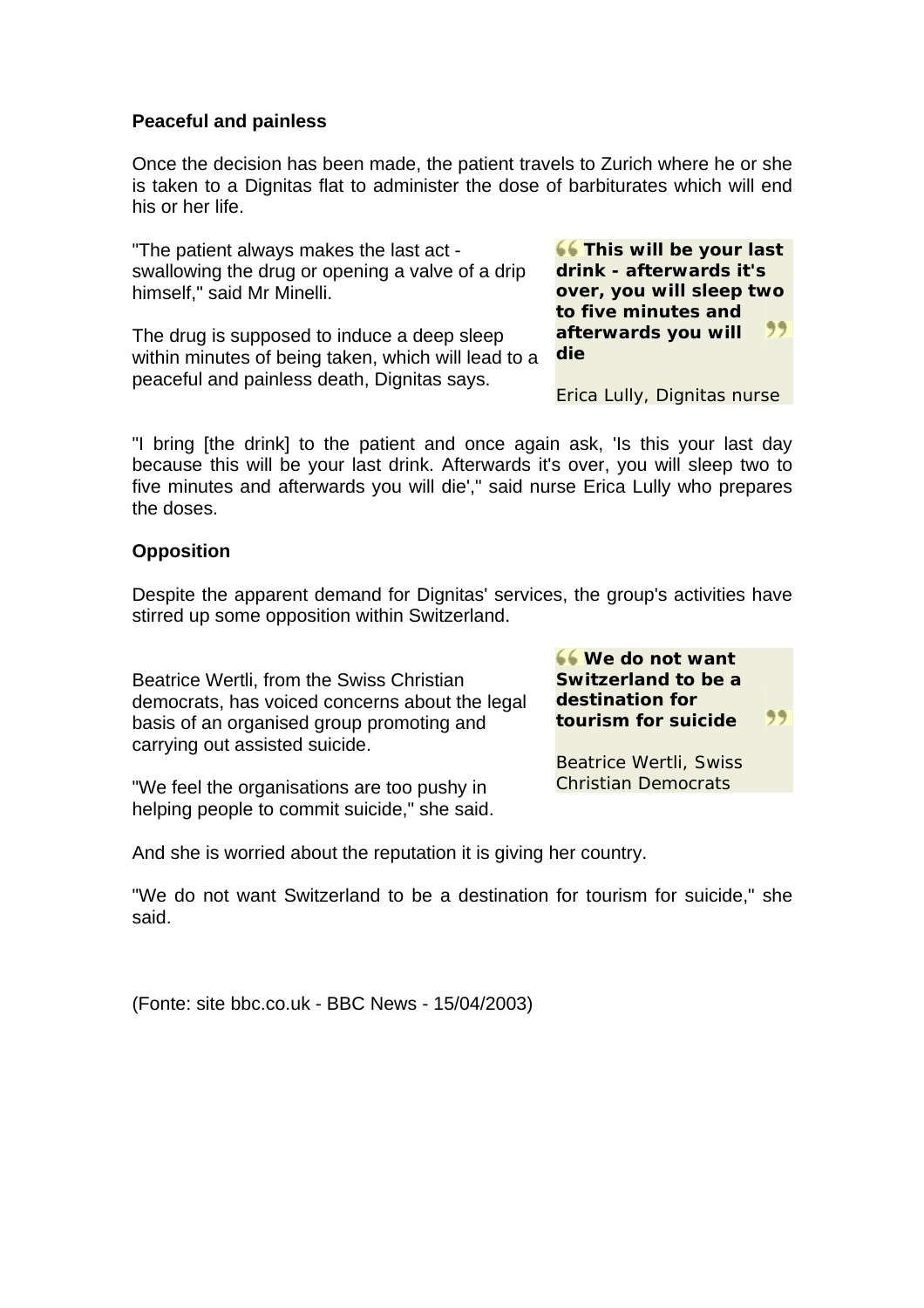**Peaceful and painless**

Once the decision has been made, the patient travels to Zurich where he or she is taken to a Dignitas flat to administer the dose of barbiturates which will end his or her life.

"The patient always makes the last act - swallowing the drug or opening a valve of a drip himself," said Mr Minelli.

The drug is supposed to induce a deep sleep within minutes of being taken, which will lead to a peaceful and painless death, Dignitas says.

> **This will be your last drink - afterwards it's over, you will sleep two to five minutes and afterwards you will die**
>
> Erica Lully, Dignitas nurse

"I bring [the drink] to the patient and once again ask, 'Is this your last day because this will be your last drink. Afterwards it's over, you will sleep two to five minutes and afterwards you will die'," said nurse Erica Lully who prepares the doses.

**Opposition**

Despite the apparent demand for Dignitas' services, the group's activities have stirred up some opposition within Switzerland.

Beatrice Wertli, from the Swiss Christian democrats, has voiced concerns about the legal basis of an organised group promoting and carrying out assisted suicide.

"We feel the organisations are too pushy in helping people to commit suicide," she said.

> **We do not want Switzerland to be a destination for tourism for suicide**
>
> Beatrice Wertli, Swiss Christian Democrats

And she is worried about the reputation it is giving her country.

"We do not want Switzerland to be a destination for tourism for suicide," she said.

(Fonte: site bbc.co.uk - BBC News - 15/04/2003)